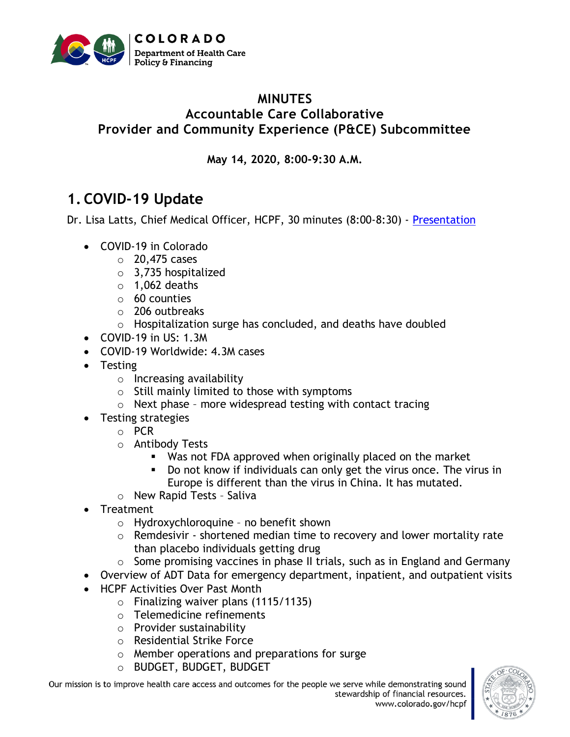# MINUTES
## Accountable Care Collaborative
## Provider and Community Experience (P&CE) Subcommittee

**May 14, 2020, 8:00-9:30 A.M.**

## 1. COVID-19 Update

Dr. Lisa Latts, Chief Medical Officer, HCPF, 30 minutes (8:00-8:30) - Presentation

- COVID-19 in Colorado
  - 20,475 cases
  - 3,735 hospitalized
  - 1,062 deaths
  - 60 counties
  - 206 outbreaks
  - Hospitalization surge has concluded, and deaths have doubled
- COVID-19 in US: 1.3M
- COVID-19 Worldwide: 4.3M cases
- Testing
  - Increasing availability
  - Still mainly limited to those with symptoms
  - Next phase – more widespread testing with contact tracing
- Testing strategies
  - PCR
  - Antibody Tests
    - Was not FDA approved when originally placed on the market
    - Do not know if individuals can only get the virus once. The virus in Europe is different than the virus in China. It has mutated.
  - New Rapid Tests – Saliva
- Treatment
  - Hydroxychloroquine – no benefit shown
  - Remdesivir - shortened median time to recovery and lower mortality rate than placebo individuals getting drug
  - Some promising vaccines in phase II trials, such as in England and Germany
- Overview of ADT Data for emergency department, inpatient, and outpatient visits
- HCPF Activities Over Past Month
  - Finalizing waiver plans (1115/1135)
  - Telemedicine refinements
  - Provider sustainability
  - Residential Strike Force
  - Member operations and preparations for surge
  - BUDGET, BUDGET, BUDGET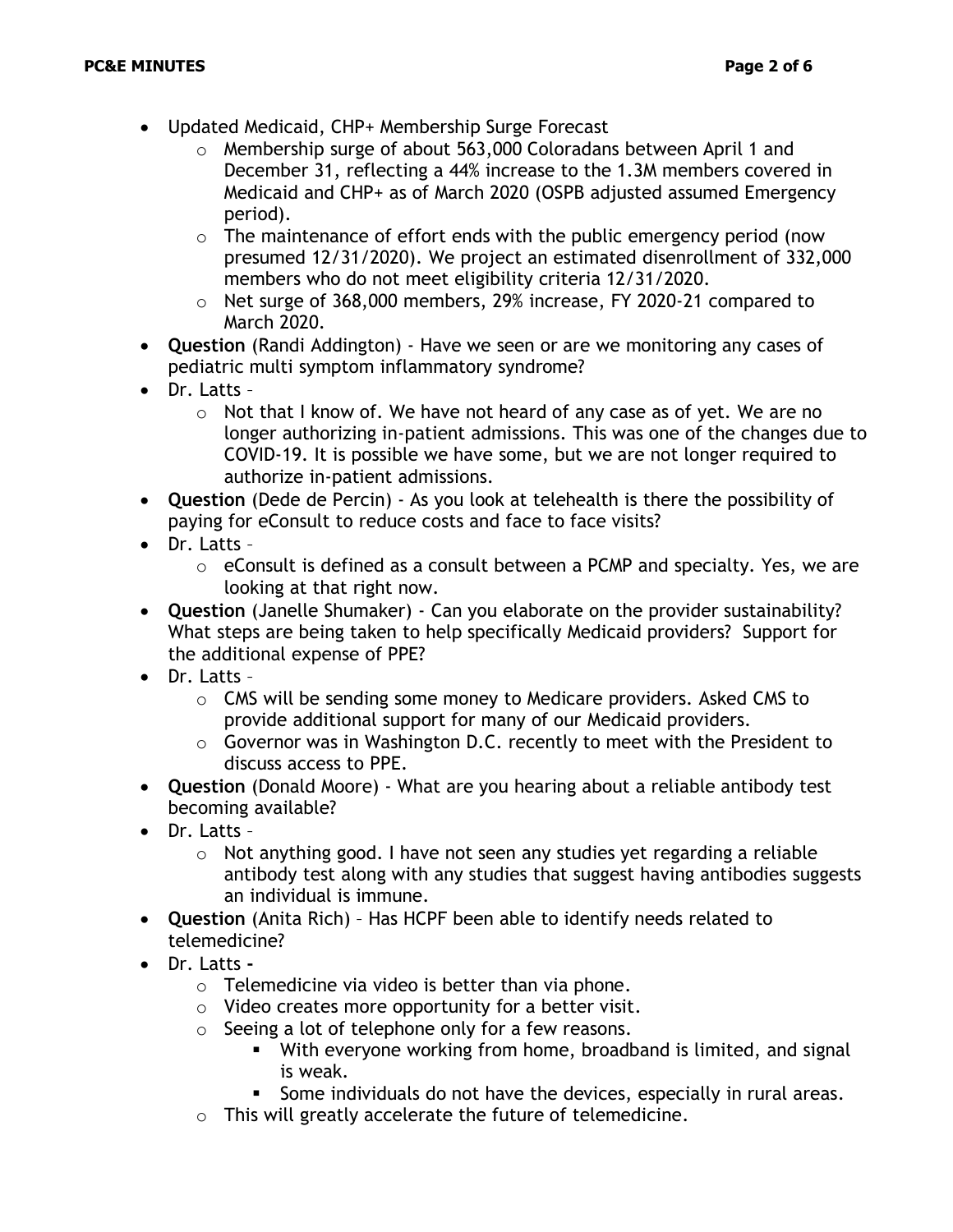- Updated Medicaid, CHP+ Membership Surge Forecast
  - Membership surge of about 563,000 Coloradans between April 1 and December 31, reflecting a 44% increase to the 1.3M members covered in Medicaid and CHP+ as of March 2020 (OSPB adjusted assumed Emergency period).
  - The maintenance of effort ends with the public emergency period (now presumed 12/31/2020). We project an estimated disenrollment of 332,000 members who do not meet eligibility criteria 12/31/2020.
  - Net surge of 368,000 members, 29% increase, FY 2020-21 compared to March 2020.
- **Question** (Randi Addington) - Have we seen or are we monitoring any cases of pediatric multi symptom inflammatory syndrome?
- Dr. Latts –
  - Not that I know of. We have not heard of any case as of yet. We are no longer authorizing in-patient admissions. This was one of the changes due to COVID-19. It is possible we have some, but we are not longer required to authorize in-patient admissions.
- **Question** (Dede de Percin) - As you look at telehealth is there the possibility of paying for eConsult to reduce costs and face to face visits?
- Dr. Latts –
  - eConsult is defined as a consult between a PCMP and specialty. Yes, we are looking at that right now.
- **Question** (Janelle Shumaker) - Can you elaborate on the provider sustainability? What steps are being taken to help specifically Medicaid providers? Support for the additional expense of PPE?
- Dr. Latts –
  - CMS will be sending some money to Medicare providers. Asked CMS to provide additional support for many of our Medicaid providers.
  - Governor was in Washington D.C. recently to meet with the President to discuss access to PPE.
- **Question** (Donald Moore) - What are you hearing about a reliable antibody test becoming available?
- Dr. Latts –
  - Not anything good. I have not seen any studies yet regarding a reliable antibody test along with any studies that suggest having antibodies suggests an individual is immune.
- **Question** (Anita Rich) – Has HCPF been able to identify needs related to telemedicine?
- Dr. Latts **-**
  - Telemedicine via video is better than via phone.
  - Video creates more opportunity for a better visit.
  - Seeing a lot of telephone only for a few reasons.
    - With everyone working from home, broadband is limited, and signal is weak.
    - Some individuals do not have the devices, especially in rural areas.
  - This will greatly accelerate the future of telemedicine.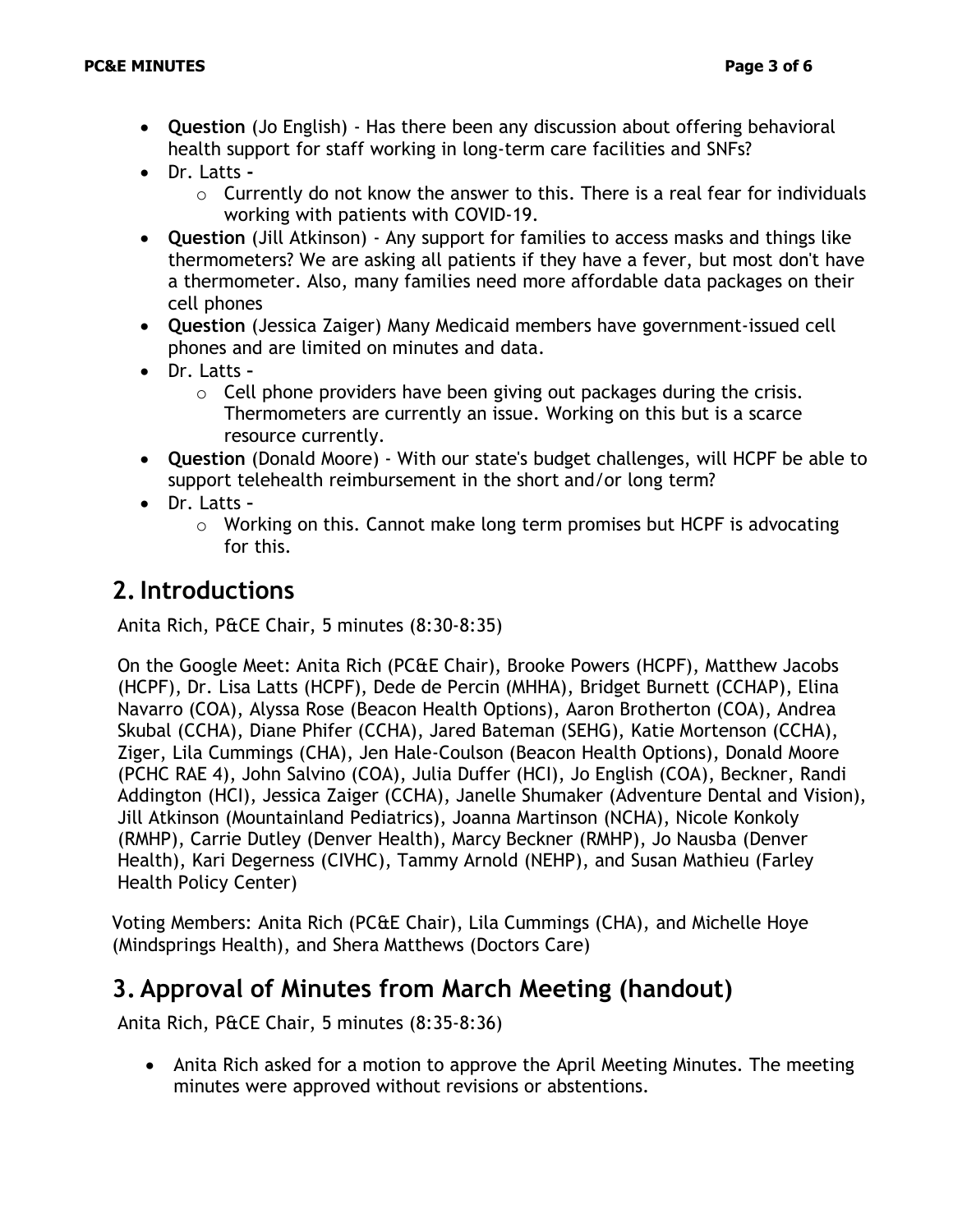- **Question** (Jo English) - Has there been any discussion about offering behavioral health support for staff working in long-term care facilities and SNFs?
- Dr. Latts -
    - Currently do not know the answer to this. There is a real fear for individuals working with patients with COVID-19.
- **Question** (Jill Atkinson) - Any support for families to access masks and things like thermometers? We are asking all patients if they have a fever, but most don't have a thermometer. Also, many families need more affordable data packages on their cell phones
- **Question** (Jessica Zaiger) Many Medicaid members have government-issued cell phones and are limited on minutes and data.
- Dr. Latts -
    - Cell phone providers have been giving out packages during the crisis. Thermometers are currently an issue. Working on this but is a scarce resource currently.
- **Question** (Donald Moore) - With our state's budget challenges, will HCPF be able to support telehealth reimbursement in the short and/or long term?
- Dr. Latts -
    - Working on this. Cannot make long term promises but HCPF is advocating for this.

## 2. Introductions

Anita Rich, P&CE Chair, 5 minutes (8:30-8:35)

On the Google Meet: Anita Rich (PC&E Chair), Brooke Powers (HCPF), Matthew Jacobs (HCPF), Dr. Lisa Latts (HCPF), Dede de Percin (MHHA), Bridget Burnett (CCHAP), Elina Navarro (COA), Alyssa Rose (Beacon Health Options), Aaron Brotherton (COA), Andrea Skubal (CCHA), Diane Phifer (CCHA), Jared Bateman (SEHG), Katie Mortenson (CCHA), Ziger, Lila Cummings (CHA), Jen Hale-Coulson (Beacon Health Options), Donald Moore (PCHC RAE 4), John Salvino (COA), Julia Duffer (HCI), Jo English (COA), Beckner, Randi Addington (HCI), Jessica Zaiger (CCHA), Janelle Shumaker (Adventure Dental and Vision), Jill Atkinson (Mountainland Pediatrics), Joanna Martinson (NCHA), Nicole Konkoly (RMHP), Carrie Dutley (Denver Health), Marcy Beckner (RMHP), Jo Nausba (Denver Health), Kari Degerness (CIVHC), Tammy Arnold (NEHP), and Susan Mathieu (Farley Health Policy Center)

Voting Members: Anita Rich (PC&E Chair), Lila Cummings (CHA), and Michelle Hoye (Mindsprings Health), and Shera Matthews (Doctors Care)

## 3. Approval of Minutes from March Meeting (handout)

Anita Rich, P&CE Chair, 5 minutes (8:35-8:36)

- Anita Rich asked for a motion to approve the April Meeting Minutes. The meeting minutes were approved without revisions or abstentions.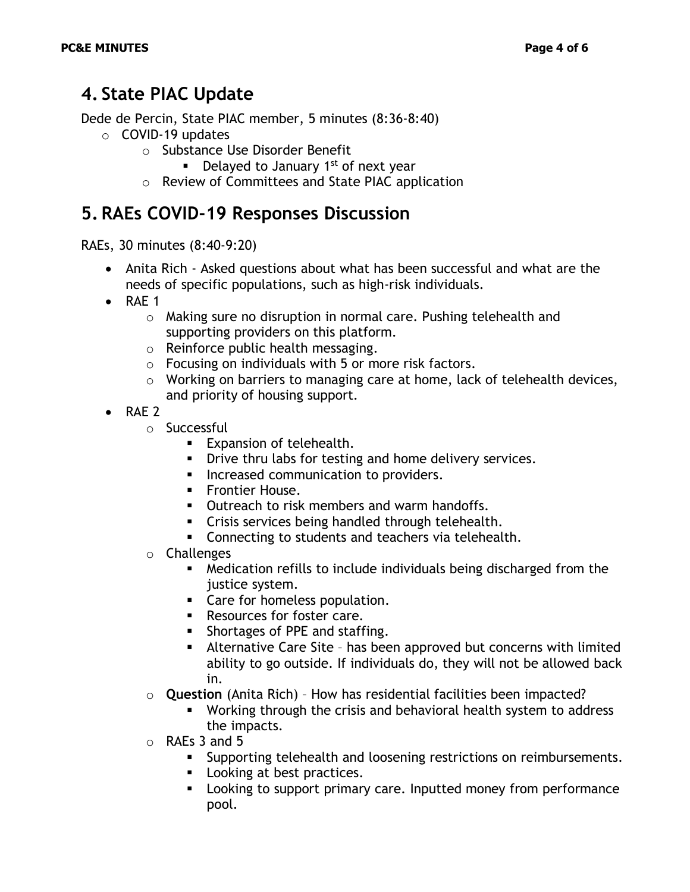## 4. State PIAC Update

Dede de Percin, State PIAC member, 5 minutes (8:36-8:40)

- COVID-19 updates
  - Substance Use Disorder Benefit
    - Delayed to January 1st of next year
  - Review of Committees and State PIAC application

## 5. RAEs COVID-19 Responses Discussion

RAEs, 30 minutes (8:40-9:20)

- Anita Rich - Asked questions about what has been successful and what are the needs of specific populations, such as high-risk individuals.
- RAE 1
  - Making sure no disruption in normal care. Pushing telehealth and supporting providers on this platform.
  - Reinforce public health messaging.
  - Focusing on individuals with 5 or more risk factors.
  - Working on barriers to managing care at home, lack of telehealth devices, and priority of housing support.
- RAE 2
  - Successful
    - Expansion of telehealth.
    - Drive thru labs for testing and home delivery services.
    - Increased communication to providers.
    - Frontier House.
    - Outreach to risk members and warm handoffs.
    - Crisis services being handled through telehealth.
    - Connecting to students and teachers via telehealth.
  - Challenges
    - Medication refills to include individuals being discharged from the justice system.
    - Care for homeless population.
    - Resources for foster care.
    - Shortages of PPE and staffing.
    - Alternative Care Site – has been approved but concerns with limited ability to go outside. If individuals do, they will not be allowed back in.
  - **Question** (Anita Rich) – How has residential facilities been impacted?
    - Working through the crisis and behavioral health system to address the impacts.
  - RAEs 3 and 5
    - Supporting telehealth and loosening restrictions on reimbursements.
    - Looking at best practices.
    - Looking to support primary care. Inputted money from performance pool.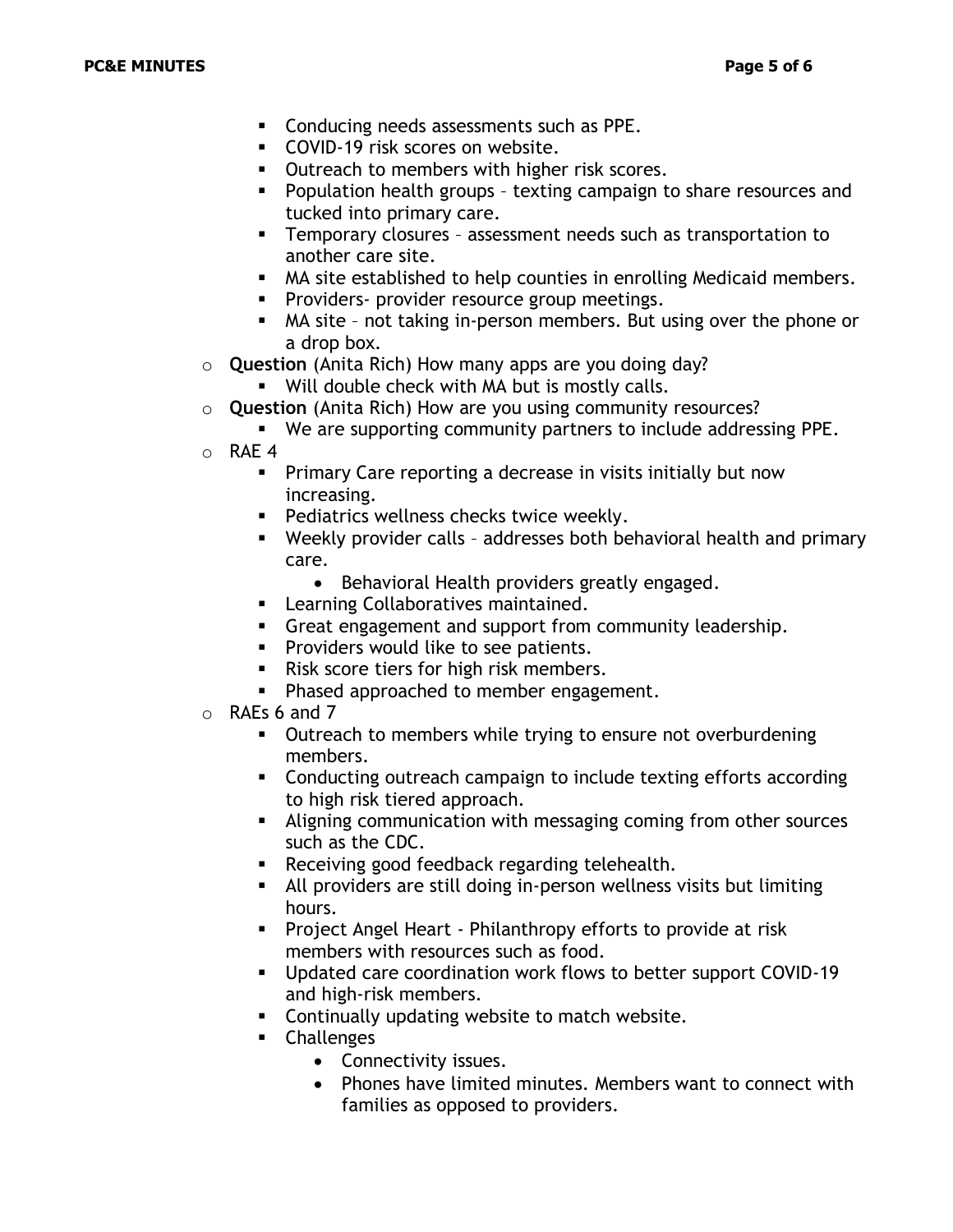- Conducing needs assessments such as PPE.
    - COVID-19 risk scores on website.
    - Outreach to members with higher risk scores.
    - Population health groups – texting campaign to share resources and tucked into primary care.
    - Temporary closures – assessment needs such as transportation to another care site.
    - MA site established to help counties in enrolling Medicaid members.
    - Providers- provider resource group meetings.
    - MA site – not taking in-person members. But using over the phone or a drop box.
  - **Question** (Anita Rich) How many apps are you doing day?
    - Will double check with MA but is mostly calls.
  - **Question** (Anita Rich) How are you using community resources?
    - We are supporting community partners to include addressing PPE.
  - RAE 4
    - Primary Care reporting a decrease in visits initially but now increasing.
    - Pediatrics wellness checks twice weekly.
    - Weekly provider calls – addresses both behavioral health and primary care.
      - Behavioral Health providers greatly engaged.
    - Learning Collaboratives maintained.
    - Great engagement and support from community leadership.
    - Providers would like to see patients.
    - Risk score tiers for high risk members.
    - Phased approached to member engagement.
  - RAEs 6 and 7
    - Outreach to members while trying to ensure not overburdening members.
    - Conducting outreach campaign to include texting efforts according to high risk tiered approach.
    - Aligning communication with messaging coming from other sources such as the CDC.
    - Receiving good feedback regarding telehealth.
    - All providers are still doing in-person wellness visits but limiting hours.
    - Project Angel Heart - Philanthropy efforts to provide at risk members with resources such as food.
    - Updated care coordination work flows to better support COVID-19 and high-risk members.
    - Continually updating website to match website.
    - Challenges
      - Connectivity issues.
      - Phones have limited minutes. Members want to connect with families as opposed to providers.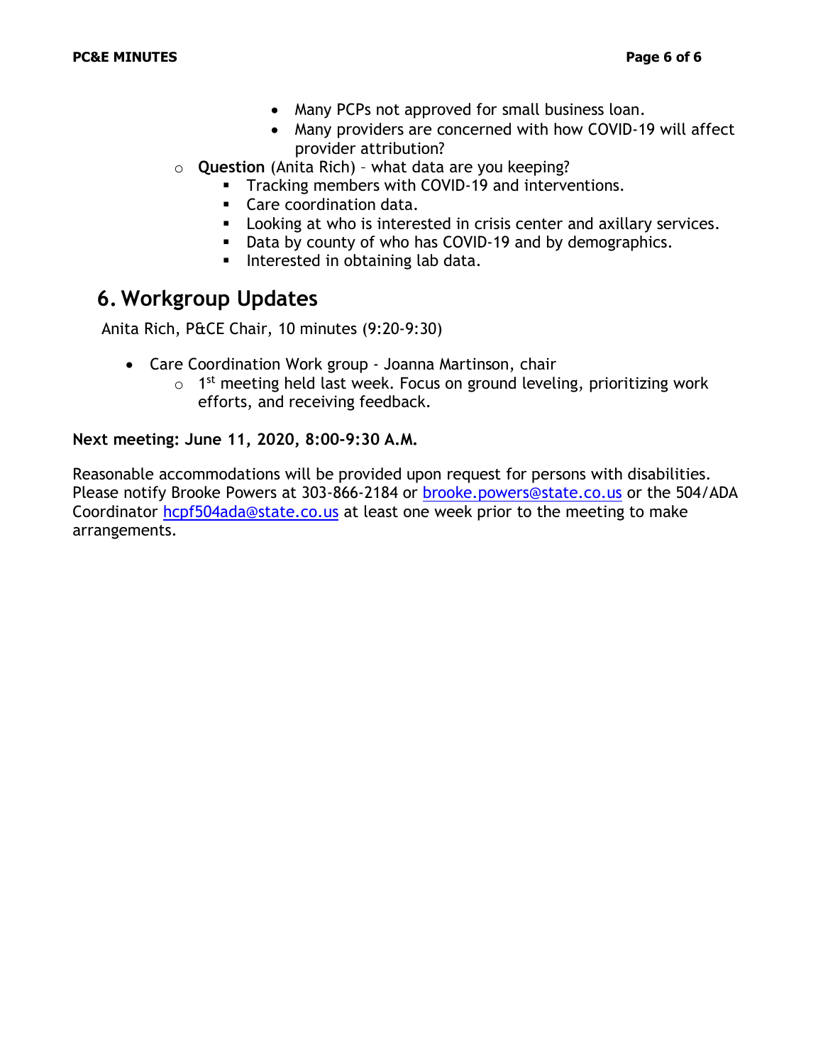- Many PCPs not approved for small business loan.
        - Many providers are concerned with how COVID-19 will affect provider attribution?
    - **Question** (Anita Rich) – what data are you keeping?
        - Tracking members with COVID-19 and interventions.
        - Care coordination data.
        - Looking at who is interested in crisis center and axillary services.
        - Data by county of who has COVID-19 and by demographics.
        - Interested in obtaining lab data.

## 6. Workgroup Updates

Anita Rich, P&CE Chair, 10 minutes (9:20-9:30)

- Care Coordination Work group - Joanna Martinson, chair
    - 1st meeting held last week. Focus on ground leveling, prioritizing work efforts, and receiving feedback.

**Next meeting: June 11, 2020, 8:00-9:30 A.M.**

Reasonable accommodations will be provided upon request for persons with disabilities. Please notify Brooke Powers at 303-866-2184 or brooke.powers@state.co.us or the 504/ADA Coordinator hcpf504ada@state.co.us at least one week prior to the meeting to make arrangements.